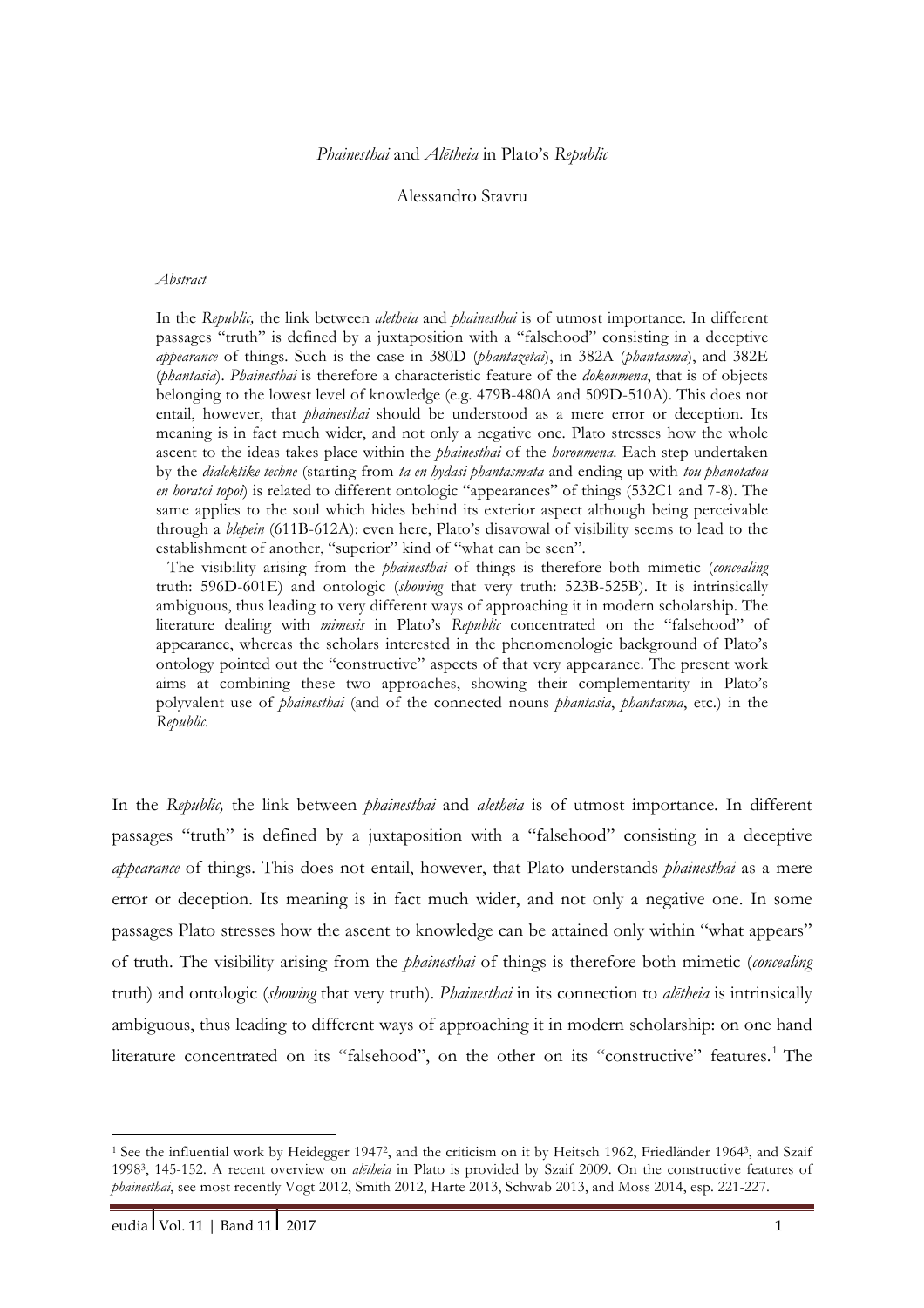# *Phainesthai* and *Alētheia* in Plato's *Republic*

Alessandro Stavru

*Abstract*

In the *Republic,* the link between *aletheia* and *phainesthai* is of utmost importance. In different passages "truth" is defined by a juxtaposition with a "falsehood" consisting in a deceptive *appearance* of things. Such is the case in 380D (*phantazetai*), in 382A (*phantasma*), and 382E (*phantasia*). *Phainesthai* is therefore a characteristic feature of the *dokoumena*, that is of objects belonging to the lowest level of knowledge (e.g. 479B-480A and 509D-510A). This does not entail, however, that *phainesthai* should be understood as a mere error or deception. Its meaning is in fact much wider, and not only a negative one. Plato stresses how the whole ascent to the ideas takes place within the *phainesthai* of the *horoumena*. Each step undertaken by the *dialektike techne* (starting from *ta en hydasi phantasmata* and ending up with *tou phanotatou en horatoi topoi*) is related to different ontologic "appearances" of things (532C1 and 7-8). The same applies to the soul which hides behind its exterior aspect although being perceivable through a *blepein* (611B-612A): even here, Plato's disavowal of visibility seems to lead to the establishment of another, "superior" kind of "what can be seen".

The visibility arising from the *phainesthai* of things is therefore both mimetic (*concealing* truth: 596D-601E) and ontologic (*showing* that very truth: 523B-525B). It is intrinsically ambiguous, thus leading to very different ways of approaching it in modern scholarship. The literature dealing with *mimesis* in Plato's *Republic* concentrated on the "falsehood" of appearance, whereas the scholars interested in the phenomenologic background of Plato's ontology pointed out the "constructive" aspects of that very appearance. The present work aims at combining these two approaches, showing their complementarity in Plato's polyvalent use of *phainesthai* (and of the connected nouns *phantasia*, *phantasma*, etc.) in the *Republic.*

In the *Republic,* the link between *phainesthai* and *alētheia* is of utmost importance. In different passages "truth" is defined by a juxtaposition with a "falsehood" consisting in a deceptive *appearance* of things. This does not entail, however, that Plato understands *phainesthai* as a mere error or deception. Its meaning is in fact much wider, and not only a negative one. In some passages Plato stresses how the ascent to knowledge can be attained only within "what appears" of truth. The visibility arising from the *phainesthai* of things is therefore both mimetic (*concealing* truth) and ontologic (*showing* that very truth). *Phainesthai* in its connection to *alētheia* is intrinsically ambiguous, thus leading to different ways of approaching it in modern scholarship: on one hand literature concentrated on its "falsehood", on the other on its "constructive" features.[1] The

[1] See the influential work by Heidegger 1947[2], and the criticism on it by Heitsch 1962, Friedländer 1964[3], and Szaif 1998[3], 145-152. A recent overview on *alētheia* in Plato is provided by Szaif 2009. On the constructive features of *phainesthai*, see most recently Vogt 2012, Smith 2012, Harte 2013, Schwab 2013, and Moss 2014, esp. 221-227.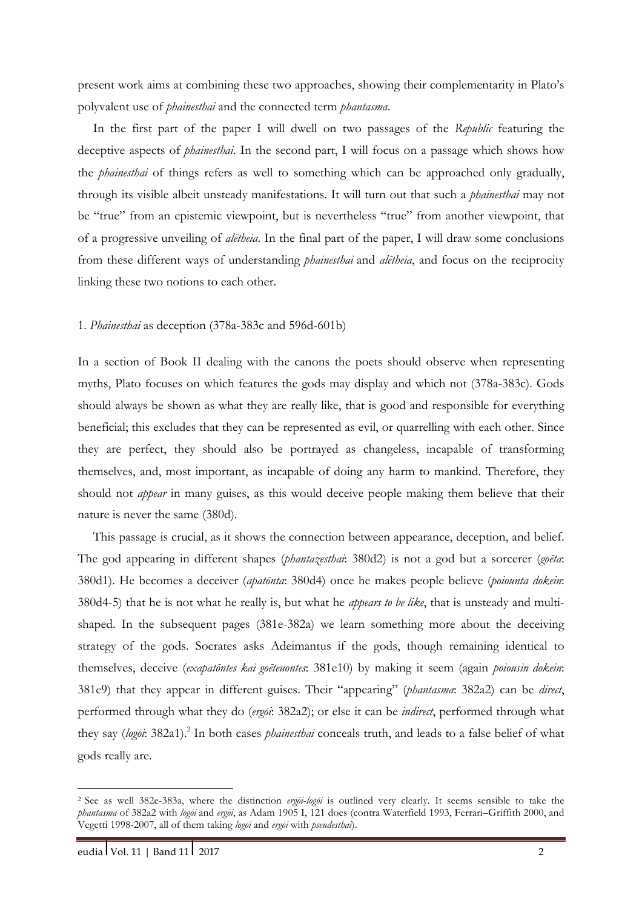present work aims at combining these two approaches, showing their complementarity in Plato's polyvalent use of *phainesthai* and the connected term *phantasma*.

In the first part of the paper I will dwell on two passages of the *Republic* featuring the deceptive aspects of *phainesthai*. In the second part, I will focus on a passage which shows how the *phainesthai* of things refers as well to something which can be approached only gradually, through its visible albeit unsteady manifestations. It will turn out that such a *phainesthai* may not be "true" from an epistemic viewpoint, but is nevertheless "true" from another viewpoint, that of a progressive unveiling of *alētheia*. In the final part of the paper, I will draw some conclusions from these different ways of understanding *phainesthai* and *alētheia*, and focus on the reciprocity linking these two notions to each other.

## 1. *Phainesthai* as deception (378a-383c and 596d-601b)

In a section of Book II dealing with the canons the poets should observe when representing myths, Plato focuses on which features the gods may display and which not (378a-383c). Gods should always be shown as what they are really like, that is good and responsible for everything beneficial; this excludes that they can be represented as evil, or quarrelling with each other. Since they are perfect, they should also be portrayed as changeless, incapable of transforming themselves, and, most important, as incapable of doing any harm to mankind. Therefore, they should not *appear* in many guises, as this would deceive people making them believe that their nature is never the same (380d).

This passage is crucial, as it shows the connection between appearance, deception, and belief. The god appearing in different shapes (*phantazesthai*: 380d2) is not a god but a sorcerer (*goēta*: 380d1). He becomes a deceiver (*apatōnta*: 380d4) once he makes people believe (*poiounta dokein*: 380d4-5) that he is not what he really is, but what he *appears to be like*, that is unsteady and multi-shaped. In the subsequent pages (381e-382a) we learn something more about the deceiving strategy of the gods. Socrates asks Adeimantus if the gods, though remaining identical to themselves, deceive (*exapatōntes kai goēteuontes*: 381e10) by making it seem (again *poiousin dokein*: 381e9) that they appear in different guises. Their "appearing" (*phantasma*: 382a2) can be *direct*, performed through what they do (*ergōi*: 382a2); or else it can be *indirect*, performed through what they say (*logōi*: 382a1).[2] In both cases *phainesthai* conceals truth, and leads to a false belief of what gods really are.

---

[2] See as well 382e-383a, where the distinction *ergōi-logōi* is outlined very clearly. It seems sensible to take the *phantasma* of 382a2 with *logōi* and *ergōi*, as Adam 1905 I, 121 does (contra Waterfield 1993, Ferrari–Griffith 2000, and Vegetti 1998-2007, all of them taking *logōi* and *ergōi* with *pseudesthai*).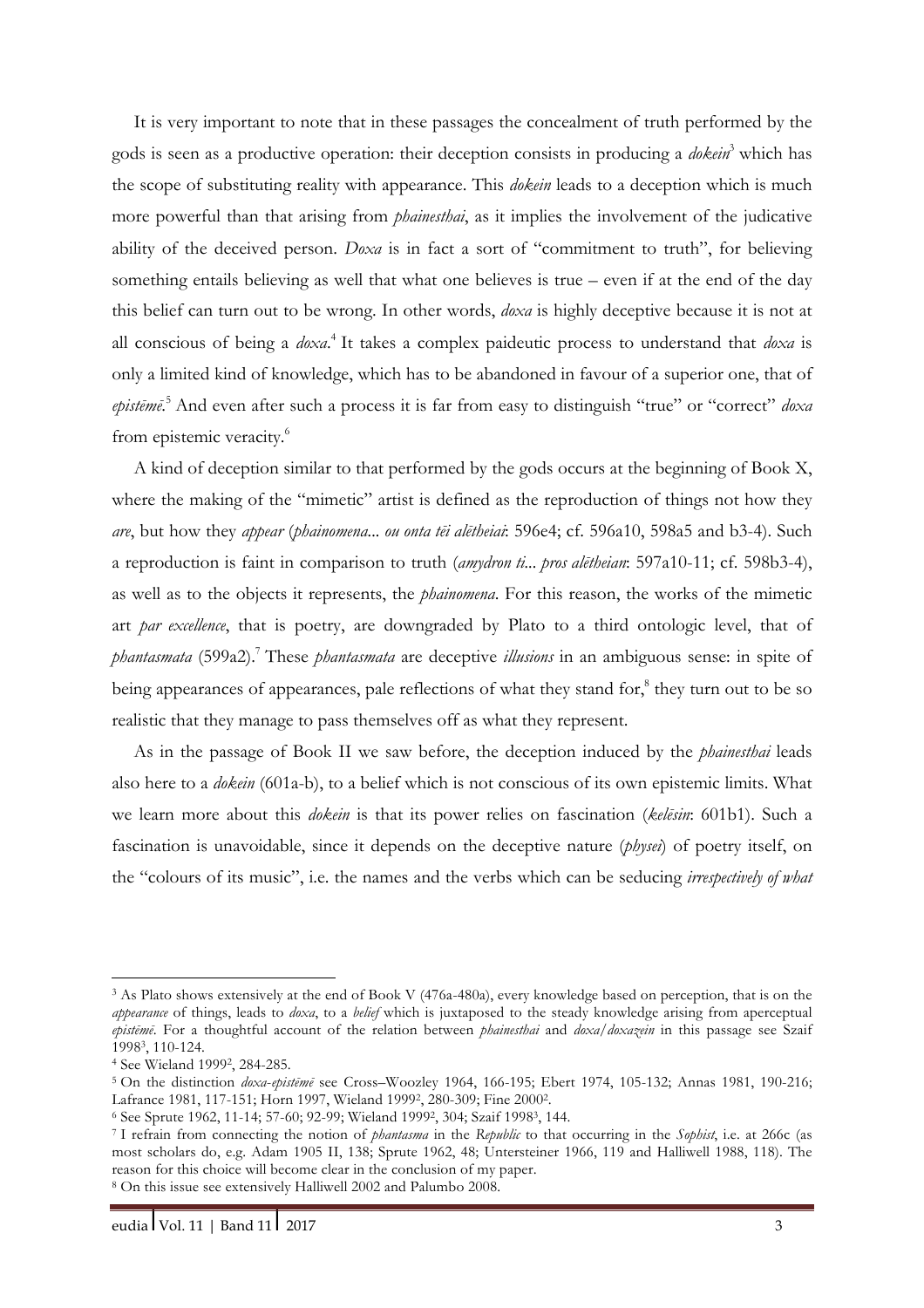It is very important to note that in these passages the concealment of truth performed by the gods is seen as a productive operation: their deception consists in producing a *dokein*[3] which has the scope of substituting reality with appearance. This *dokein* leads to a deception which is much more powerful than that arising from *phainesthai*, as it implies the involvement of the judicative ability of the deceived person. *Doxa* is in fact a sort of "commitment to truth", for believing something entails believing as well that what one believes is true – even if at the end of the day this belief can turn out to be wrong. In other words, *doxa* is highly deceptive because it is not at all conscious of being a *doxa*.[4] It takes a complex paideutic process to understand that *doxa* is only a limited kind of knowledge, which has to be abandoned in favour of a superior one, that of *epistēmē*.[5] And even after such a process it is far from easy to distinguish "true" or "correct" *doxa* from epistemic veracity.[6]

A kind of deception similar to that performed by the gods occurs at the beginning of Book X, where the making of the "mimetic" artist is defined as the reproduction of things not how they *are*, but how they *appear* (*phainomena... ou onta tēi alētheiai*: 596e4; cf. 596a10, 598a5 and b3-4). Such a reproduction is faint in comparison to truth (*amydron ti... pros alētheian*: 597a10-11; cf. 598b3-4), as well as to the objects it represents, the *phainomena*. For this reason, the works of the mimetic art *par excellence*, that is poetry, are downgraded by Plato to a third ontologic level, that of *phantasmata* (599a2).[7] These *phantasmata* are deceptive *illusions* in an ambiguous sense: in spite of being appearances of appearances, pale reflections of what they stand for,[8] they turn out to be so realistic that they manage to pass themselves off as what they represent.

As in the passage of Book II we saw before, the deception induced by the *phainesthai* leads also here to a *dokein* (601a-b), to a belief which is not conscious of its own epistemic limits. What we learn more about this *dokein* is that its power relies on fascination (*kelēsin*: 601b1). Such a fascination is unavoidable, since it depends on the deceptive nature (*physei*) of poetry itself, on the "colours of its music", i.e. the names and the verbs which can be seducing *irrespectively of what*

---

[3] As Plato shows extensively at the end of Book V (476a-480a), every knowledge based on perception, that is on the *appearance* of things, leads to *doxa*, to a *belief* which is juxtaposed to the steady knowledge arising from aperceptual *epistēmē*. For a thoughtful account of the relation between *phainesthai* and *doxa/doxazein* in this passage see Szaif 1998³, 110-124.

[4] See Wieland 1999², 284-285.

[5] On the distinction *doxa-epistēmē* see Cross–Woozley 1964, 166-195; Ebert 1974, 105-132; Annas 1981, 190-216; Lafrance 1981, 117-151; Horn 1997, Wieland 1999², 280-309; Fine 2000².

[6] See Sprute 1962, 11-14; 57-60; 92-99; Wieland 1999², 304; Szaif 1998³, 144.

[7] I refrain from connecting the notion of *phantasma* in the *Republic* to that occurring in the *Sophist*, i.e. at 266c (as most scholars do, e.g. Adam 1905 II, 138; Sprute 1962, 48; Untersteiner 1966, 119 and Halliwell 1988, 118). The reason for this choice will become clear in the conclusion of my paper.

[8] On this issue see extensively Halliwell 2002 and Palumbo 2008.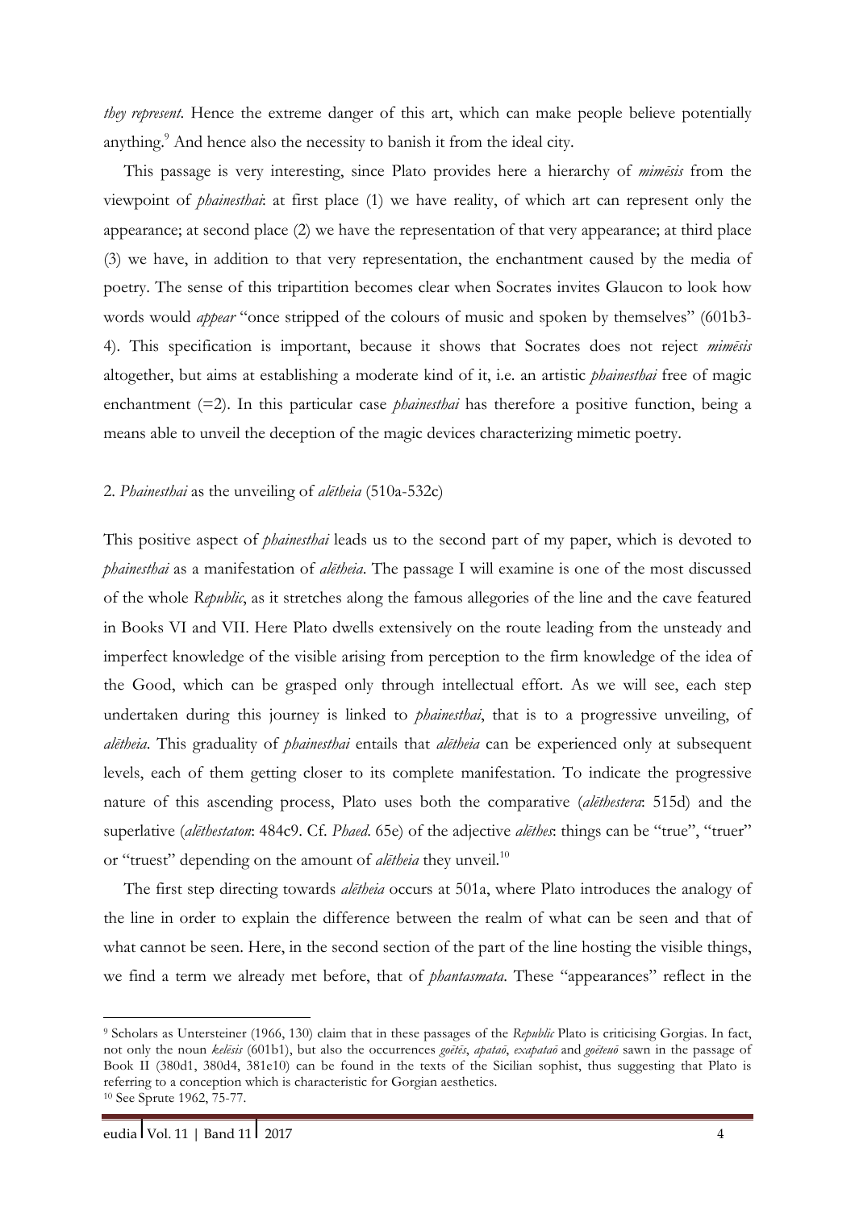*they represent*. Hence the extreme danger of this art, which can make people believe potentially anything.[9] And hence also the necessity to banish it from the ideal city.

This passage is very interesting, since Plato provides here a hierarchy of *mimēsis* from the viewpoint of *phainesthai*: at first place (1) we have reality, of which art can represent only the appearance; at second place (2) we have the representation of that very appearance; at third place (3) we have, in addition to that very representation, the enchantment caused by the media of poetry. The sense of this tripartition becomes clear when Socrates invites Glaucon to look how words would *appear* "once stripped of the colours of music and spoken by themselves" (601b3-4). This specification is important, because it shows that Socrates does not reject *mimēsis* altogether, but aims at establishing a moderate kind of it, i.e. an artistic *phainesthai* free of magic enchantment (=2). In this particular case *phainesthai* has therefore a positive function, being a means able to unveil the deception of the magic devices characterizing mimetic poetry.

## 2. *Phainesthai* as the unveiling of *alētheia* (510a-532c)

This positive aspect of *phainesthai* leads us to the second part of my paper, which is devoted to *phainesthai* as a manifestation of *alētheia*. The passage I will examine is one of the most discussed of the whole *Republic*, as it stretches along the famous allegories of the line and the cave featured in Books VI and VII. Here Plato dwells extensively on the route leading from the unsteady and imperfect knowledge of the visible arising from perception to the firm knowledge of the idea of the Good, which can be grasped only through intellectual effort. As we will see, each step undertaken during this journey is linked to *phainesthai*, that is to a progressive unveiling, of *alētheia*. This graduality of *phainesthai* entails that *alētheia* can be experienced only at subsequent levels, each of them getting closer to its complete manifestation. To indicate the progressive nature of this ascending process, Plato uses both the comparative (*alēthestera*: 515d) and the superlative (*alēthestaton*: 484c9. Cf. *Phaed*. 65e) of the adjective *alēthes*: things can be "true", "truer" or "truest" depending on the amount of *alētheia* they unveil.[10]

The first step directing towards *alētheia* occurs at 501a, where Plato introduces the analogy of the line in order to explain the difference between the realm of what can be seen and that of what cannot be seen. Here, in the second section of the part of the line hosting the visible things, we find a term we already met before, that of *phantasmata*. These "appearances" reflect in the

---

[9] Scholars as Untersteiner (1966, 130) claim that in these passages of the *Republic* Plato is criticising Gorgias. In fact, not only the noun *kelēsis* (601b1), but also the occurrences *goētēs*, *apataō*, *exapataō* and *goēteuō* sawn in the passage of Book II (380d1, 380d4, 381e10) can be found in the texts of the Sicilian sophist, thus suggesting that Plato is referring to a conception which is characteristic for Gorgian aesthetics.

[10] See Sprute 1962, 75-77.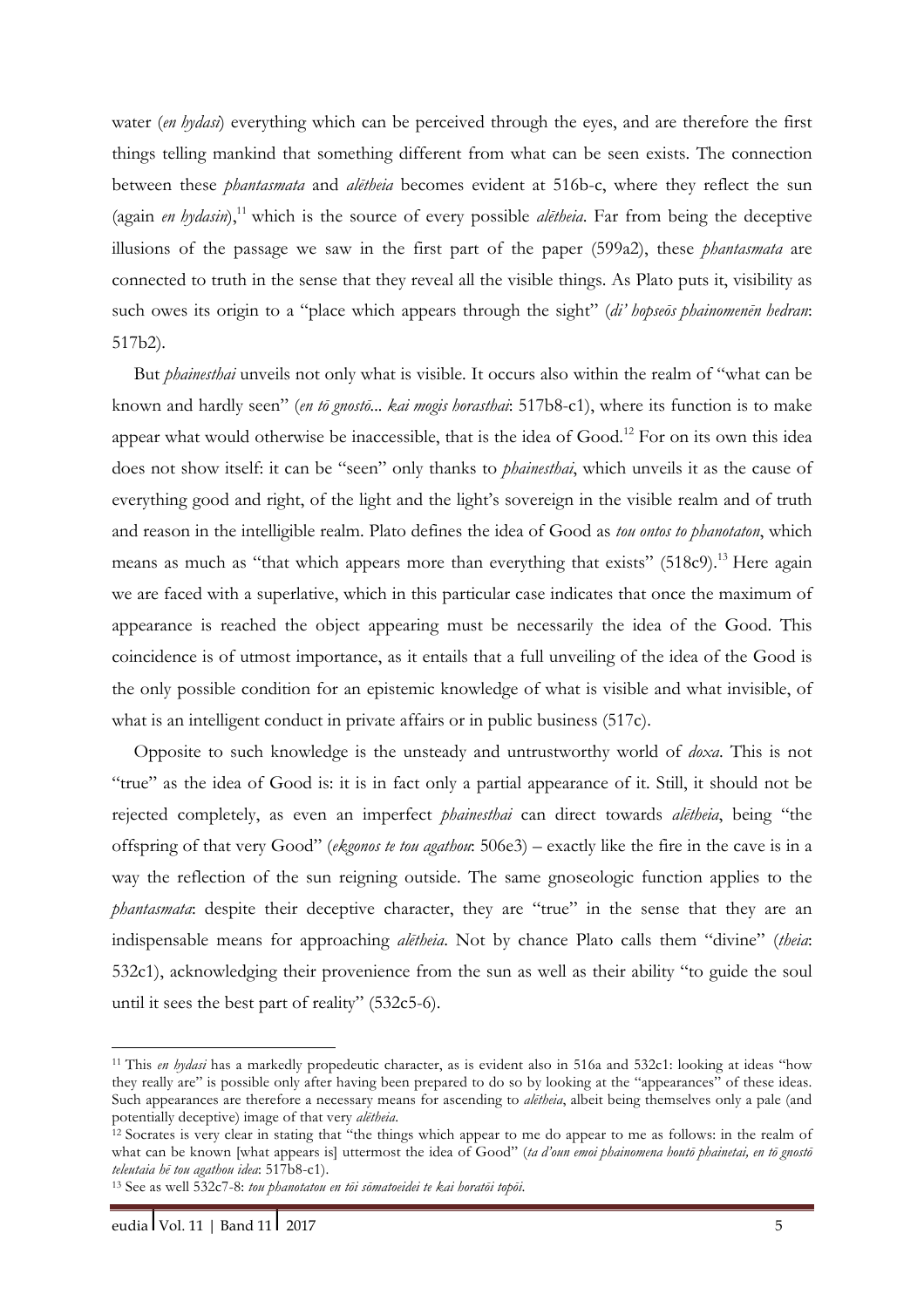water (*en hydasi*) everything which can be perceived through the eyes, and are therefore the first things telling mankind that something different from what can be seen exists. The connection between these *phantasmata* and *alētheia* becomes evident at 516b-c, where they reflect the sun (again *en hydasin*),[11] which is the source of every possible *alētheia*. Far from being the deceptive illusions of the passage we saw in the first part of the paper (599a2), these *phantasmata* are connected to truth in the sense that they reveal all the visible things. As Plato puts it, visibility as such owes its origin to a "place which appears through the sight" (*di' hopseōs phainomenēn hedran*: 517b2).

But *phainesthai* unveils not only what is visible. It occurs also within the realm of "what can be known and hardly seen" (*en tō gnostō... kai mogis horasthai*: 517b8-c1), where its function is to make appear what would otherwise be inaccessible, that is the idea of Good.[12] For on its own this idea does not show itself: it can be "seen" only thanks to *phainesthai*, which unveils it as the cause of everything good and right, of the light and the light's sovereign in the visible realm and of truth and reason in the intelligible realm. Plato defines the idea of Good as *tou ontos to phanotaton*, which means as much as "that which appears more than everything that exists" (518c9).[13] Here again we are faced with a superlative, which in this particular case indicates that once the maximum of appearance is reached the object appearing must be necessarily the idea of the Good. This coincidence is of utmost importance, as it entails that a full unveiling of the idea of the Good is the only possible condition for an epistemic knowledge of what is visible and what invisible, of what is an intelligent conduct in private affairs or in public business (517c).

Opposite to such knowledge is the unsteady and untrustworthy world of *doxa*. This is not "true" as the idea of Good is: it is in fact only a partial appearance of it. Still, it should not be rejected completely, as even an imperfect *phainesthai* can direct towards *alētheia*, being "the offspring of that very Good" (*ekgonos te tou agathou*: 506e3) – exactly like the fire in the cave is in a way the reflection of the sun reigning outside. The same gnoseologic function applies to the *phantasmata*: despite their deceptive character, they are "true" in the sense that they are an indispensable means for approaching *alētheia*. Not by chance Plato calls them "divine" (*theia*: 532c1), acknowledging their provenience from the sun as well as their ability "to guide the soul until it sees the best part of reality" (532c5-6).

---

[11] This *en hydasi* has a markedly propedeutic character, as is evident also in 516a and 532c1: looking at ideas "how they really are" is possible only after having been prepared to do so by looking at the "appearances" of these ideas. Such appearances are therefore a necessary means for ascending to *alētheia*, albeit being themselves only a pale (and potentially deceptive) image of that very *alētheia*.

[12] Socrates is very clear in stating that "the things which appear to me do appear to me as follows: in the realm of what can be known [what appears is] uttermost the idea of Good" (*ta d'oun emoi phainomena houtō phainetai, en tō gnostō teleutaia hē tou agathou idea*: 517b8-c1).

[13] See as well 532c7-8: *tou phanotatou en tōi sōmatoeidei te kai horatōi topōi*.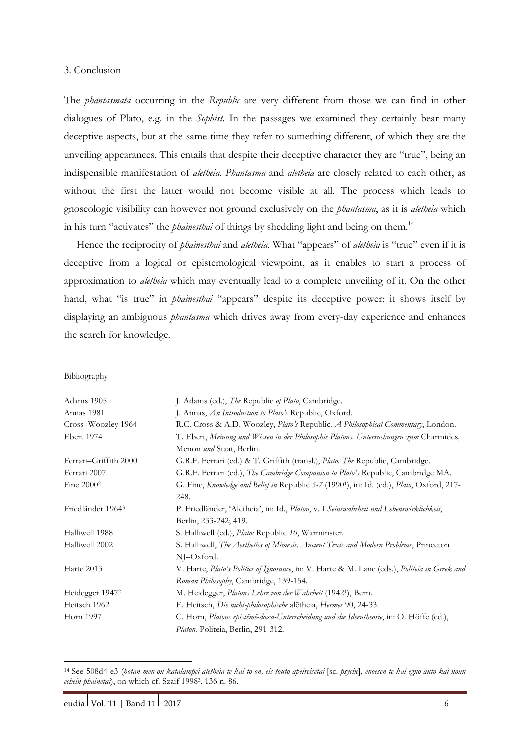## 3. Conclusion

The *phantasmata* occurring in the *Republic* are very different from those we can find in other dialogues of Plato, e.g. in the *Sophist*. In the passages we examined they certainly bear many deceptive aspects, but at the same time they refer to something different, of which they are the unveiling appearances. This entails that despite their deceptive character they are "true", being an indispensible manifestation of *alētheia*. *Phantasma* and *alētheia* are closely related to each other, as without the first the latter would not become visible at all. The process which leads to gnoseologic visibility can however not ground exclusively on the *phantasma*, as it is *alētheia* which in his turn "activates" the *phainesthai* of things by shedding light and being on them.[14]

Hence the reciprocity of *phainesthai* and *alētheia*. What "appears" of *alētheia* is "true" even if it is deceptive from a logical or epistemological viewpoint, as it enables to start a process of approximation to *alētheia* which may eventually lead to a complete unveiling of it. On the other hand, what "is true" in *phainesthai* "appears" despite its deceptive power: it shows itself by displaying an ambiguous *phantasma* which drives away from every-day experience and enhances the search for knowledge.

Bibliography

| | |
|---|---|
| Adams 1905 | J. Adams (ed.), *The* Republic *of Plato*, Cambridge. |
| Annas 1981 | J. Annas, *An Introduction to Plato's* Republic, Oxford. |
| Cross–Woozley 1964 | R.C. Cross & A.D. Woozley, *Plato's* Republic. *A Philosophical Commentary*, London. |
| Ebert 1974 | T. Ebert, *Meinung und Wissen in der Philosophie Platons. Untersuchungen zum* Charmides*,* Menon *und* Staat, Berlin. |
| Ferrari–Griffith 2000 | G.R.F. Ferrari (ed.) & T. Griffith (transl.), *Plato. The* Republic, Cambridge. |
| Ferrari 2007 | G.R.F. Ferrari (ed.), *The Cambridge Companion to Plato's* Republic, Cambridge MA. |
| Fine 2000[2] | G. Fine, *Knowledge and Belief in* Republic *5-7* (1990[1]), in: Id. (ed.), *Plato*, Oxford, 217-248. |
| Friedländer 1964[3] | P. Friedländer, 'Aletheia', in: Id., *Platon*, v. I *Seinswahrheit und Lebenswirklichkeit*, Berlin, 233-242; 419. |
| Halliwell 1988 | S. Halliwell (ed.), *Plato:* Republic *10*, Warminster. |
| Halliwell 2002 | S. Halliwell, *The Aesthetics of Mimesis. Ancient Texts and Modern Problems*, Princeton NJ–Oxford. |
| Harte 2013 | V. Harte, *Plato's Politics of Ignorance*, in: V. Harte & M. Lane (eds.), *Politeia in Greek and Roman Philosophy*, Cambridge, 139-154. |
| Heidegger 1947[2] | M. Heidegger, *Platons Lehre von der Wahrheit* (1942[1]), Bern. |
| Heitsch 1962 | E. Heitsch, *Die nicht-philosophische* alētheia, *Hermes* 90, 24-33. |
| Horn 1997 | C. Horn, *Platons epistēmē-doxa-Unterscheidung und die Ideentheorie*, in: O. Höffe (ed.), *Platon.* Politeia, Berlin, 291-312. |

[14] See 508d4-e3 (*hotan men ou katalampei alētheia te kai to on, eis touto apeireisētai* [sc. *psyche*]*, enoēsen te kai egnō auto kai noun echein phainetai*), on which cf. Szaif 1998[3], 136 n. 86.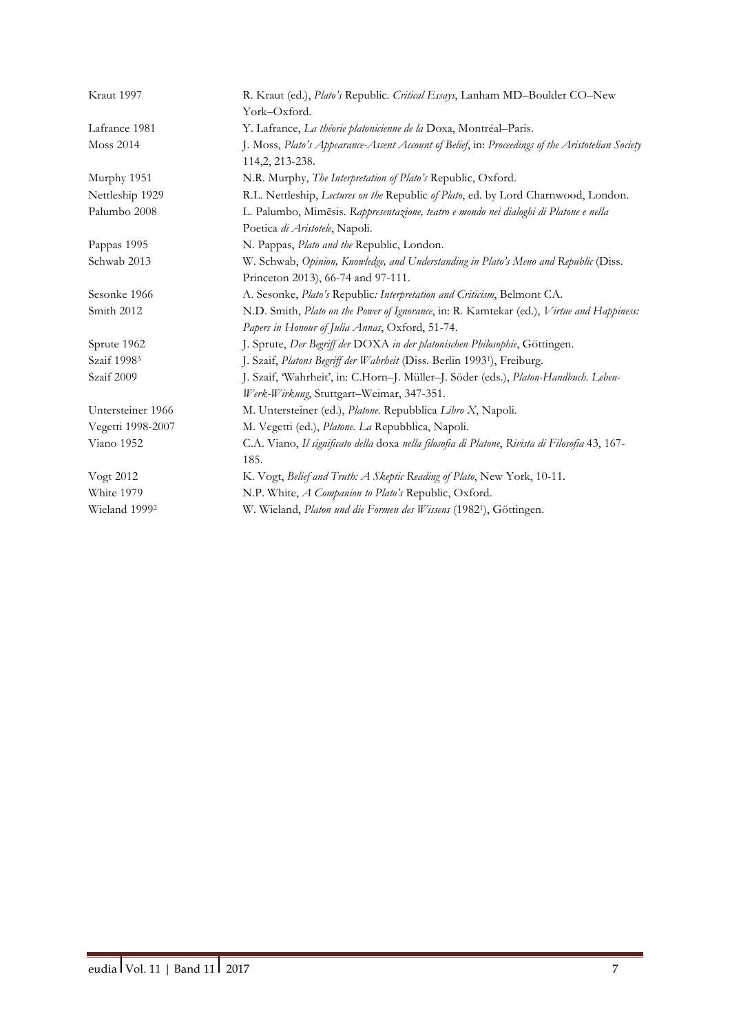| | |
|---|---|
| Kraut 1997 | R. Kraut (ed.), *Plato's* Republic. *Critical Essays*, Lanham MD–Boulder CO–New York–Oxford. |
| Lafrance 1981 | Y. Lafrance, *La théorie platonicienne de la* Doxa, Montréal–Paris. |
| Moss 2014 | J. Moss, *Plato's Appearance-Assent Account of Belief*, in: *Proceedings of the Aristotelian Society* 114,2, 213-238. |
| Murphy 1951 | N.R. Murphy, *The Interpretation of Plato's* Republic, Oxford. |
| Nettleship 1929 | R.L. Nettleship, *Lectures on the* Republic *of Plato*, ed. by Lord Charnwood, London. |
| Palumbo 2008 | L. Palumbo, Mimēsis. *Rappresentazione, teatro e mondo nei dialoghi di Platone e nella* Poetica *di Aristotele*, Napoli. |
| Pappas 1995 | N. Pappas, *Plato and the* Republic, London. |
| Schwab 2013 | W. Schwab, *Opinion, Knowledge, and Understanding in Plato's Meno and Republic* (Diss. Princeton 2013), 66-74 and 97-111. |
| Sesonke 1966 | A. Sesonke, *Plato's* Republic*: Interpretation and Criticism*, Belmont CA. |
| Smith 2012 | N.D. Smith, *Plato on the Power of Ignorance*, in: R. Kamtekar (ed.), *Virtue and Happiness: Papers in Honour of Julia Annas*, Oxford, 51-74. |
| Sprute 1962 | J. Sprute, *Der Begriff der* DOXA *in der platonischen Philosophie*, Göttingen. |
| Szaif 1998[3] | J. Szaif, *Platons Begriff der Wahrheit* (Diss. Berlin 1993[1]), Freiburg. |
| Szaif 2009 | J. Szaif, 'Wahrheit', in: C.Horn–J. Müller–J. Söder (eds.), *Platon-Handbuch. Leben-Werk-Wirkung*, Stuttgart–Weimar, 347-351. |
| Untersteiner 1966 | M. Untersteiner (ed.), *Platone.* Repubblica *Libro X*, Napoli. |
| Vegetti 1998-2007 | M. Vegetti (ed.), *Platone. La* Repubblica, Napoli. |
| Viano 1952 | C.A. Viano, *Il significato della* doxa *nella filosofia di Platone*, *Rivista di Filosofia* 43, 167-185. |
| Vogt 2012 | K. Vogt, *Belief and Truth: A Skeptic Reading of Plato*, New York, 10-11. |
| White 1979 | N.P. White, *A Companion to Plato's* Republic, Oxford. |
| Wieland 1999[2] | W. Wieland, *Platon und die Formen des Wissens* (1982[1]), Göttingen. |